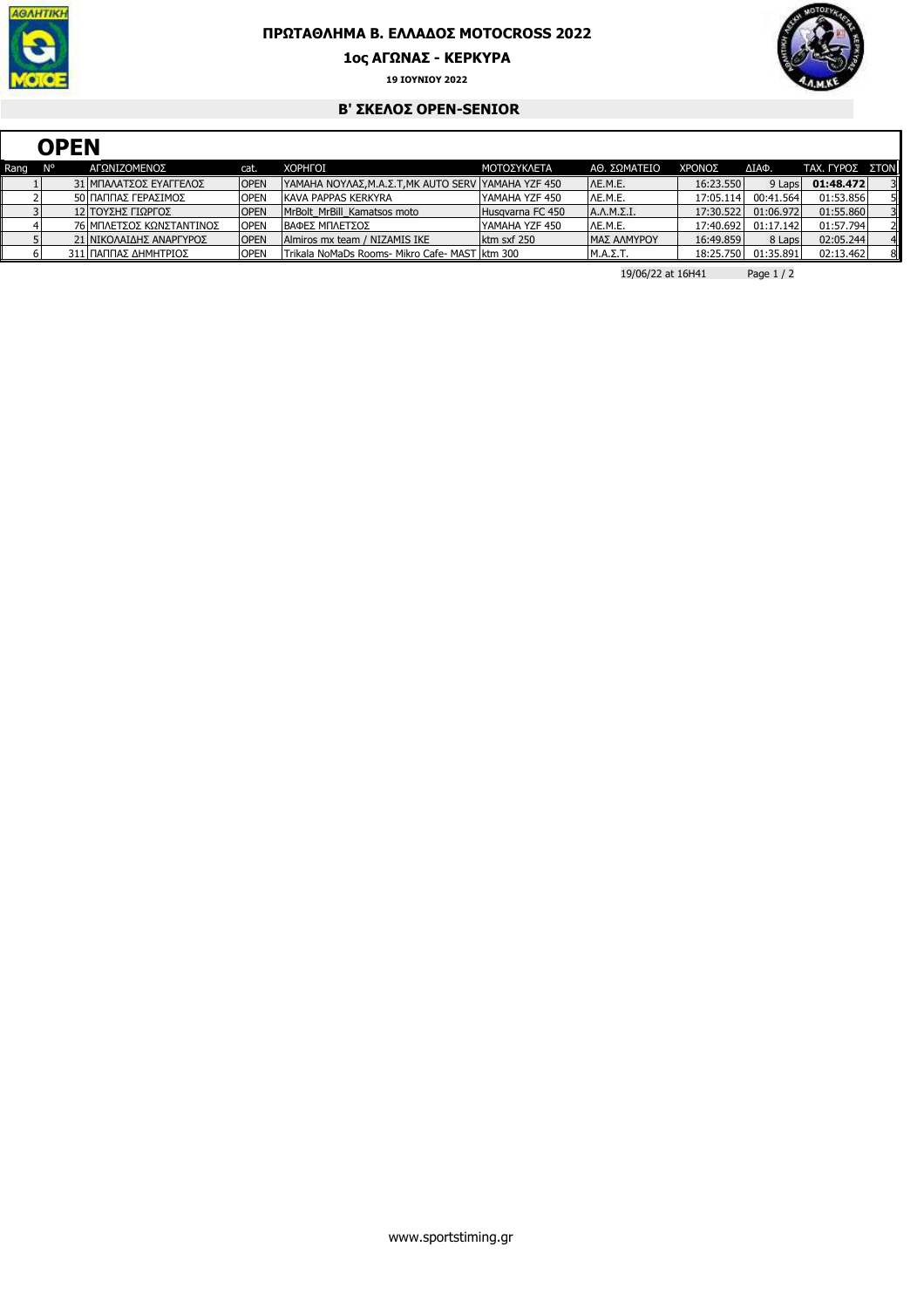# ΠΡΩΤΑΘΛΗΜΑ Β. ΕΛΛΑΔΟΣ MOTOCROSS 2022

## 1ος ΑΓΩΝΑΣ - ΚΕΡΚΥΡΑ

**19 ΙΟΥΝΙΟΥ 2022**

### Β' ΣΚΕΛΟΣ OPEN-SENIOR

## OPEN

| Rang | N° | ΑΓΩΝΙΖΟΜΕΝΟΣ | cat. | ΧΟΡΗΓΟΙ | ΜΟΤΟΣΥΚΛΕΤΑ | ΑΘ. ΣΩΜΑΤΕΙΟ | ΧΡΟΝΟΣ | ΔΙΑΦ. | ΤΑΧ. ΓΥΡΟΣ | ΣΤΟΝ |
|---|---|---|---|---|---|---|---|---|---|---|
| 1 | 31 | ΜΠΑΛΑΤΣΟΣ ΕΥΑΓΓΕΛΟΣ | OPEN | YAMAHA ΝΟΥΛΑΣ,Μ.Α.Σ.Τ,ΜΚ AUTO SERV | YAMAHA YZF 450 | ΛΕ.Μ.Ε. | 16:23.550 | 9 Laps | **01:48.472** | 3 |
| 2 | 50 | ΠΑΠΠΑΣ ΓΕΡΑΣΙΜΟΣ | OPEN | KAVA PAPPAS KERKYRA | YAMAHA YZF 450 | ΛΕ.Μ.Ε. | 17:05.114 | 00:41.564 | 01:53.856 | 5 |
| 3 | 12 | ΤΟΥΣΗΣ ΓΙΩΡΓΟΣ | OPEN | MrBolt_MrBill_Kamatsos moto | Husqvarna FC 450 | Α.Λ.Μ.Σ.Ι. | 17:30.522 | 01:06.972 | 01:55.860 | 3 |
| 4 | 76 | ΜΠΛΕΤΣΟΣ ΚΩΝΣΤΑΝΤΙΝΟΣ | OPEN | ΒΑΦΕΣ ΜΠΛΕΤΣΟΣ | YAMAHA YZF 450 | ΛΕ.Μ.Ε. | 17:40.692 | 01:17.142 | 01:57.794 | 2 |
| 5 | 21 | ΝΙΚΟΛΑΙΔΗΣ ΑΝΑΡΓΥΡΟΣ | OPEN | Almiros mx team / NIZAMIS IKE | ktm sxf 250 | ΜΑΣ ΑΛΜΥΡΟΥ | 16:49.859 | 8 Laps | 02:05.244 | 4 |
| 6 | 311 | ΠΑΠΠΑΣ ΔΗΜΗΤΡΙΟΣ | OPEN | Trikala NoMaDs Rooms- Mikro Cafe- MAST | ktm 300 | Μ.Α.Σ.Τ. | 18:25.750 | 01:35.891 | 02:13.462 | 8 |

19/06/22 at 16H41

www.sportstiming.gr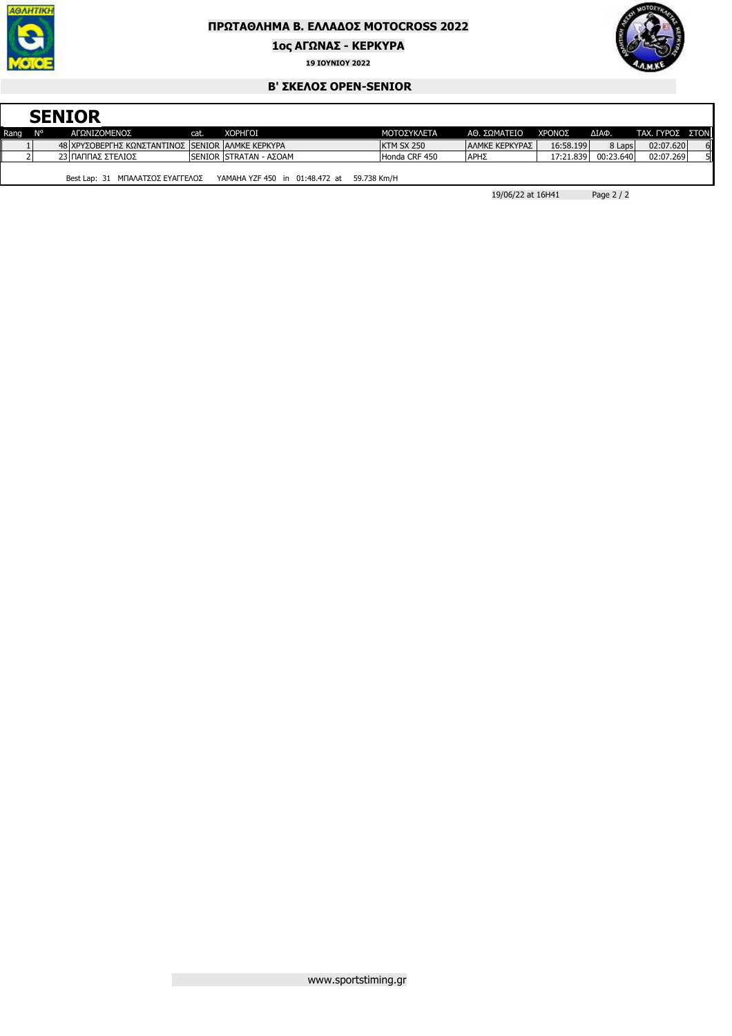# ΠΡΩΤΑΘΛΗΜΑ Β. ΕΛΛΑΔΟΣ MOTOCROSS 2022

**1ος ΑΓΩΝΑΣ - ΚΕΡΚΥΡΑ**

**19 ΙΟΥΝΙΟΥ 2022**

**Β' ΣΚΕΛΟΣ OPEN-SENIOR**

## SENIOR

| Rang | N° | ΑΓΩΝΙΖΟΜΕΝΟΣ | cat. | ΧΟΡΗΓΟΙ | ΜΟΤΟΣΥΚΛΕΤΑ | ΑΘ. ΣΩΜΑΤΕΙΟ | ΧΡΟΝΟΣ | ΔΙΑΦ. | ΤΑΧ. ΓΥΡΟΣ | ΣΤΟΝ |
|---|---|---|---|---|---|---|---|---|---|---|
| 1 | 48 | ΧΡΥΣΟΒΕΡΓΗΣ ΚΩΝΣΤΑΝΤΙΝΟΣ | SENIOR | ΑΛΜΚΕ ΚΕΡΚΥΡΑ | KTM SX 250 | ΑΛΜΚΕ ΚΕΡΚΥΡΑΣ | 16:58.199 | 8 Laps | 02:07.620 | 6 |
| 2 | 23 | ΠΑΠΠΑΣ ΣΤΕΛΙΟΣ | SENIOR | STRATAN - ΑΣΟΑΜ | Honda CRF 450 | ΑΡΗΣ | 17:21.839 | 00:23.640 | 02:07.269 | 5 |

Best Lap: 31 ΜΠΑΛΑΤΣΟΣ ΕΥΑΓΓΕΛΟΣ YAMAHA YZF 450 in 01:48.472 at 59.738 Km/H

19/06/22 at 16H41

www.sportstiming.gr